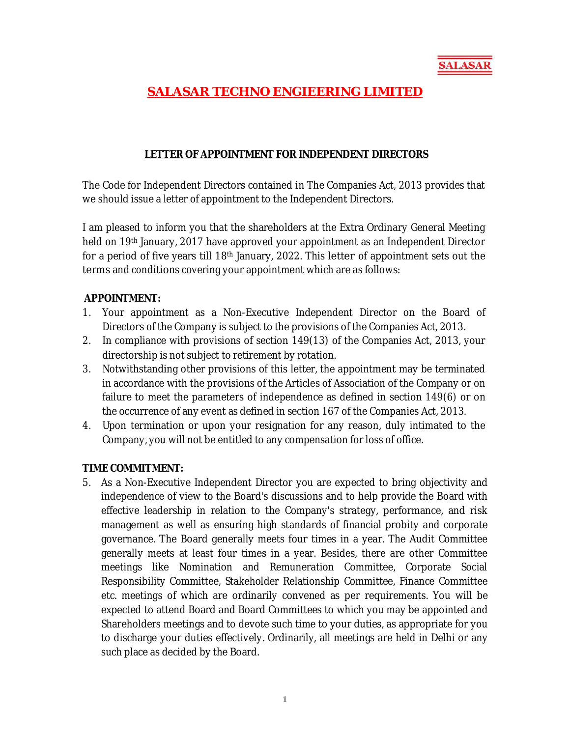SALASAR

# SALASAR TECHNO ENGIEERING LIMITED

## LETTER OF APPOINTMENT FOR INDEPENDENT DIRECTORS

The Code for Independent Directors contained in The Companies Act, 2013 provides that we should issue a letter of appointment to the Independent Directors.

I am pleased to inform you that the shareholders at the Extra Ordinary General Meeting held on 19th January, 2017 have approved your appointment as an Independent Director for a period of five years till 18th January, 2022. This letter of appointment sets out the terms and conditions covering your appointment which are as follows:

**APPOINTMENT:**

1. Your appointment as a Non-Executive Independent Director on the Board of Directors of the Company is subject to the provisions of the Companies Act, 2013.
2. In compliance with provisions of section 149(13) of the Companies Act, 2013, your directorship is not subject to retirement by rotation.
3. Notwithstanding other provisions of this letter, the appointment may be terminated in accordance with the provisions of the Articles of Association of the Company or on failure to meet the parameters of independence as defined in section 149(6) or on the occurrence of any event as defined in section 167 of the Companies Act, 2013.
4. Upon termination or upon your resignation for any reason, duly intimated to the Company, you will not be entitled to any compensation for loss of office.

**TIME COMMITMENT:**

5. As a Non-Executive Independent Director you are expected to bring objectivity and independence of view to the Board's discussions and to help provide the Board with effective leadership in relation to the Company's strategy, performance, and risk management as well as ensuring high standards of financial probity and corporate governance. The Board generally meets four times in a year. The Audit Committee generally meets at least four times in a year. Besides, there are other Committee meetings like Nomination and Remuneration Committee, Corporate Social Responsibility Committee, Stakeholder Relationship Committee, Finance Committee etc. meetings of which are ordinarily convened as per requirements. You will be expected to attend Board and Board Committees to which you may be appointed and Shareholders meetings and to devote such time to your duties, as appropriate for you to discharge your duties effectively. Ordinarily, all meetings are held in Delhi or any such place as decided by the Board.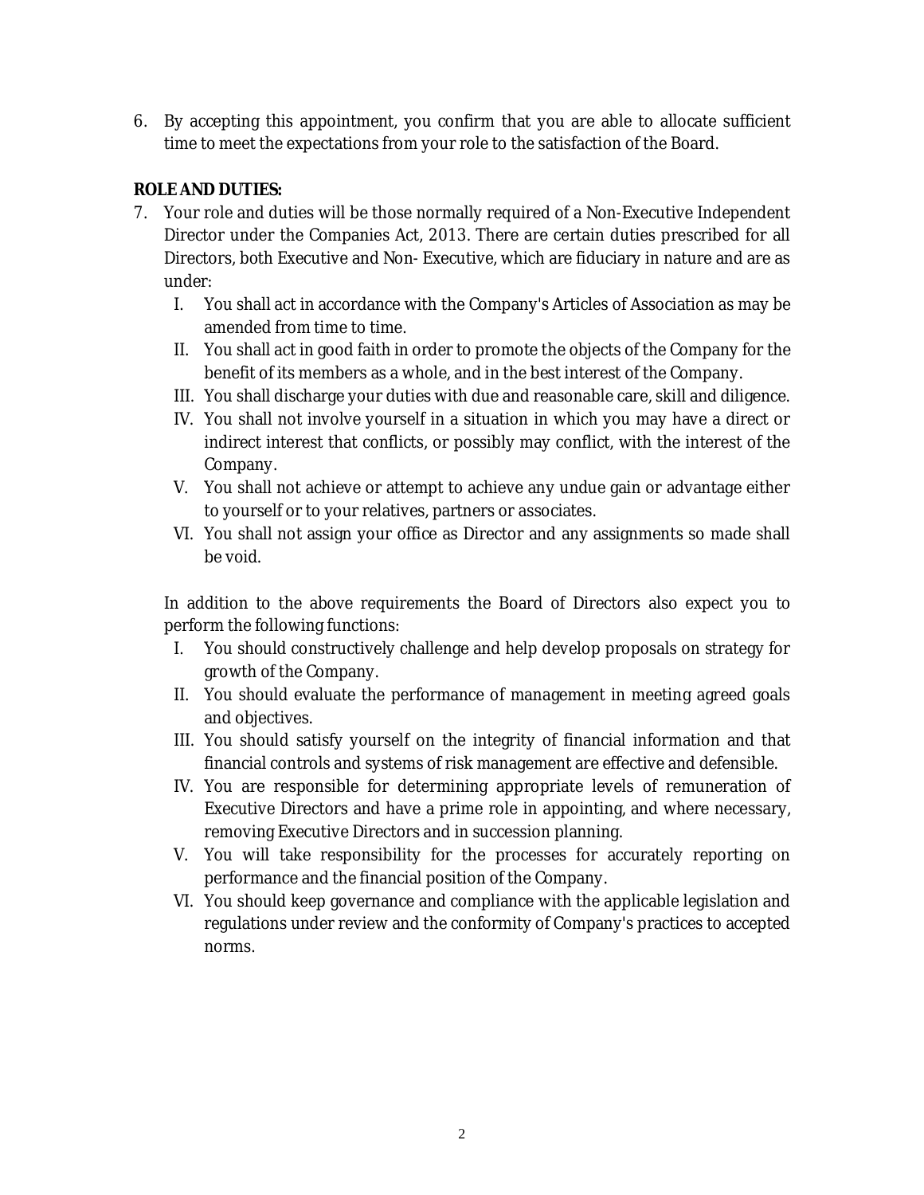6. By accepting this appointment, you confirm that you are able to allocate sufficient time to meet the expectations from your role to the satisfaction of the Board.

**ROLE AND DUTIES:**

7. Your role and duties will be those normally required of a Non-Executive Independent Director under the Companies Act, 2013. There are certain duties prescribed for all Directors, both Executive and Non- Executive, which are fiduciary in nature and are as under:

   I. You shall act in accordance with the Company's Articles of Association as may be amended from time to time.

   II. You shall act in good faith in order to promote the objects of the Company for the benefit of its members as a whole, and in the best interest of the Company.

   III. You shall discharge your duties with due and reasonable care, skill and diligence.

   IV. You shall not involve yourself in a situation in which you may have a direct or indirect interest that conflicts, or possibly may conflict, with the interest of the Company.

   V. You shall not achieve or attempt to achieve any undue gain or advantage either to yourself or to your relatives, partners or associates.

   VI. You shall not assign your office as Director and any assignments so made shall be void.

   In addition to the above requirements the Board of Directors also expect you to perform the following functions:

   I. You should constructively challenge and help develop proposals on strategy for growth of the Company.

   II. You should evaluate the performance of management in meeting agreed goals and objectives.

   III. You should satisfy yourself on the integrity of financial information and that financial controls and systems of risk management are effective and defensible.

   IV. You are responsible for determining appropriate levels of remuneration of Executive Directors and have a prime role in appointing, and where necessary, removing Executive Directors and in succession planning.

   V. You will take responsibility for the processes for accurately reporting on performance and the financial position of the Company.

   VI. You should keep governance and compliance with the applicable legislation and regulations under review and the conformity of Company's practices to accepted norms.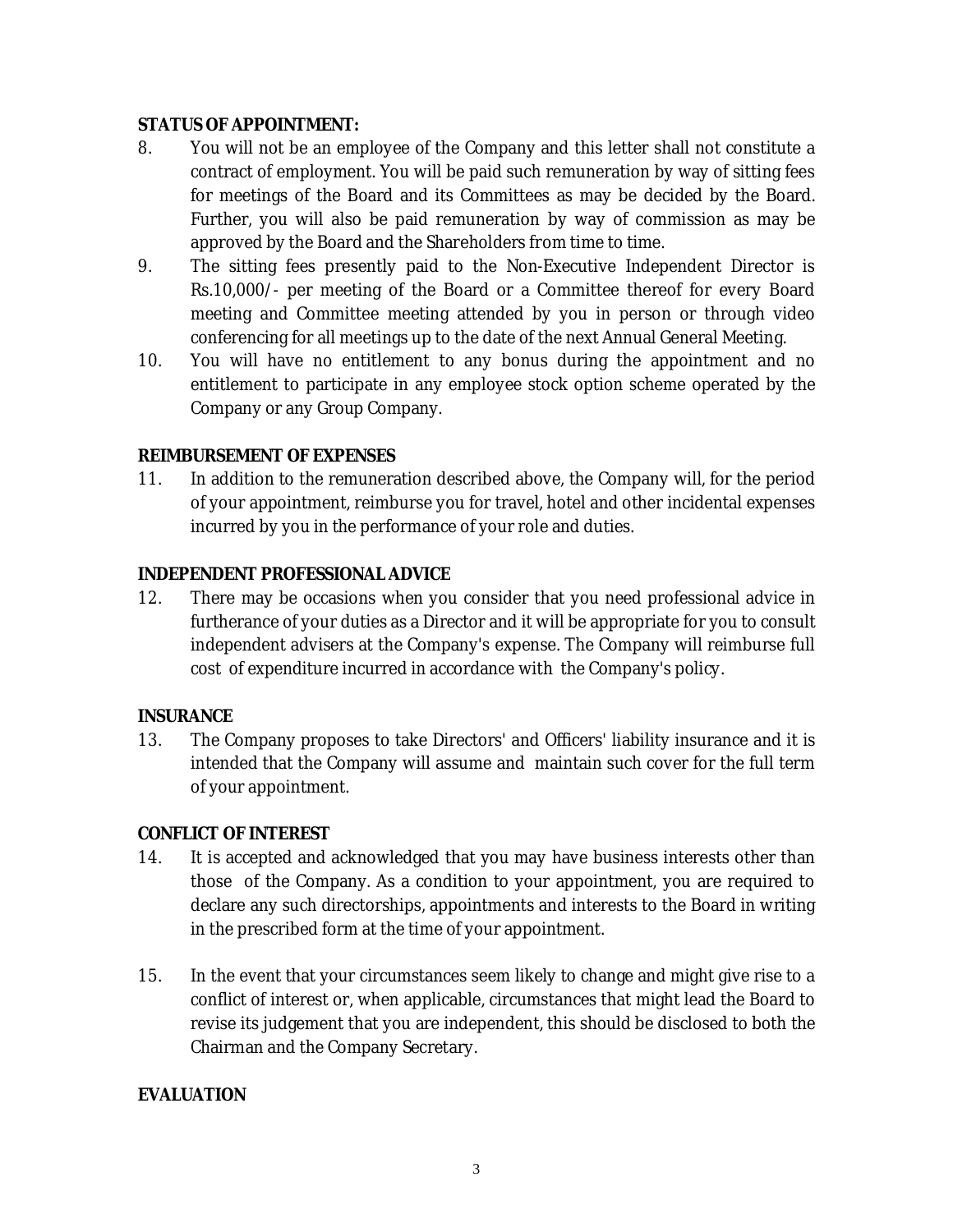**STATUS OF APPOINTMENT:**

8. You will not be an employee of the Company and this letter shall not constitute a contract of employment. You will be paid such remuneration by way of sitting fees for meetings of the Board and its Committees as may be decided by the Board. Further, you will also be paid remuneration by way of commission as may be approved by the Board and the Shareholders from time to time.
9. The sitting fees presently paid to the Non-Executive Independent Director is Rs.10,000/- per meeting of the Board or a Committee thereof for every Board meeting and Committee meeting attended by you in person or through video conferencing for all meetings up to the date of the next Annual General Meeting.
10. You will have no entitlement to any bonus during the appointment and no entitlement to participate in any employee stock option scheme operated by the Company or any Group Company.

**REIMBURSEMENT OF EXPENSES**

11. In addition to the remuneration described above, the Company will, for the period of your appointment, reimburse you for travel, hotel and other incidental expenses incurred by you in the performance of your role and duties.

**INDEPENDENT PROFESSIONAL ADVICE**

12. There may be occasions when you consider that you need professional advice in furtherance of your duties as a Director and it will be appropriate for you to consult independent advisers at the Company's expense. The Company will reimburse full cost of expenditure incurred in accordance with the Company's policy.

**INSURANCE**

13. The Company proposes to take Directors' and Officers' liability insurance and it is intended that the Company will assume and maintain such cover for the full term of your appointment.

**CONFLICT OF INTEREST**

14. It is accepted and acknowledged that you may have business interests other than those of the Company. As a condition to your appointment, you are required to declare any such directorships, appointments and interests to the Board in writing in the prescribed form at the time of your appointment.

15. In the event that your circumstances seem likely to change and might give rise to a conflict of interest or, when applicable, circumstances that might lead the Board to revise its judgement that you are independent, this should be disclosed to both the Chairman and the Company Secretary.

**EVALUATION**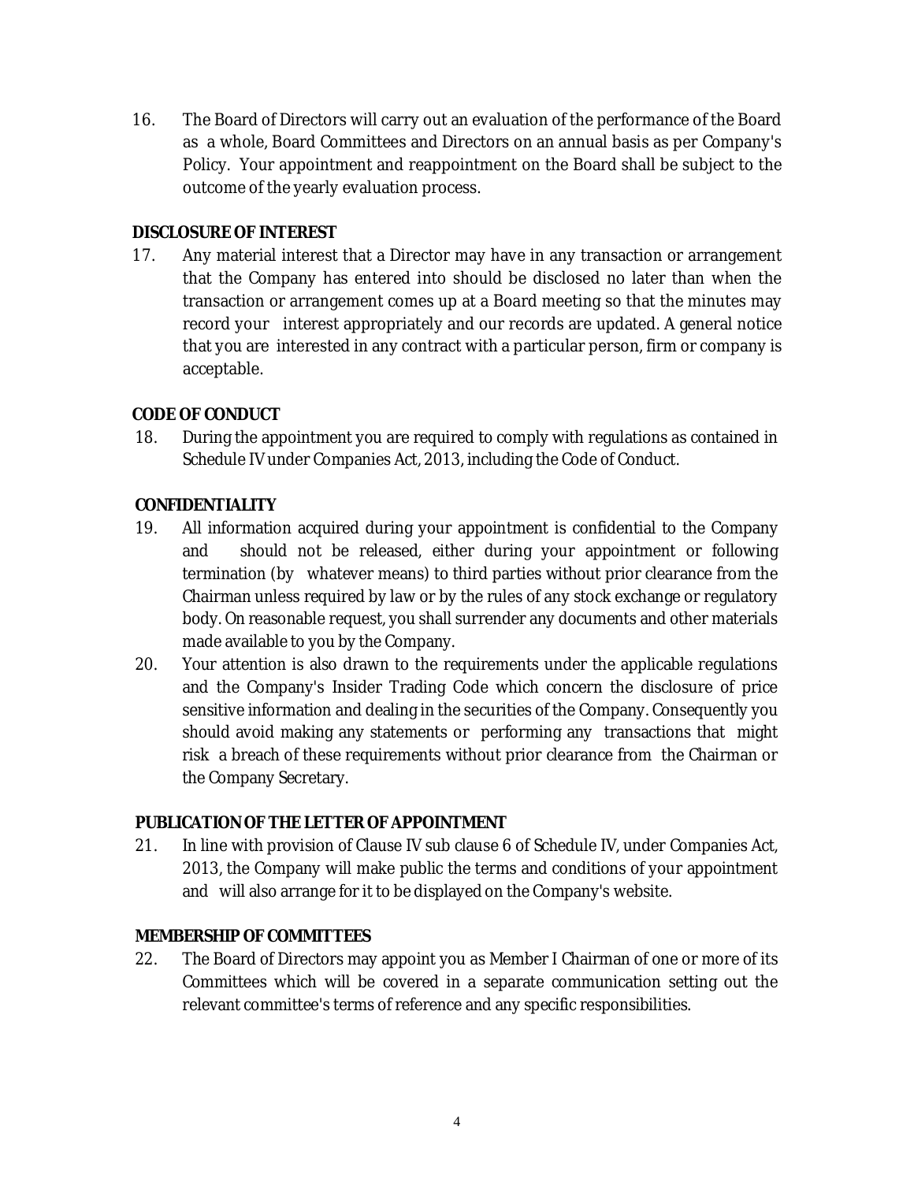16. The Board of Directors will carry out an evaluation of the performance of the Board as a whole, Board Committees and Directors on an annual basis as per Company's Policy. Your appointment and reappointment on the Board shall be subject to the outcome of the yearly evaluation process.

**DISCLOSURE OF INTEREST**

17. Any material interest that a Director may have in any transaction or arrangement that the Company has entered into should be disclosed no later than when the transaction or arrangement comes up at a Board meeting so that the minutes may record your interest appropriately and our records are updated. A general notice that you are interested in any contract with a particular person, firm or company is acceptable.

**CODE OF CONDUCT**

18. During the appointment you are required to comply with regulations as contained in Schedule IV under Companies Act, 2013, including the Code of Conduct.

**CONFIDENTIALITY**

19. All information acquired during your appointment is confidential to the Company and should not be released, either during your appointment or following termination (by whatever means) to third parties without prior clearance from the Chairman unless required by law or by the rules of any stock exchange or regulatory body. On reasonable request, you shall surrender any documents and other materials made available to you by the Company.

20. Your attention is also drawn to the requirements under the applicable regulations and the Company's Insider Trading Code which concern the disclosure of price sensitive information and dealing in the securities of the Company. Consequently you should avoid making any statements or performing any transactions that might risk a breach of these requirements without prior clearance from the Chairman or the Company Secretary.

**PUBLICATION OF THE LETTER OF APPOINTMENT**

21. In line with provision of Clause IV sub clause 6 of Schedule IV, under Companies Act, 2013, the Company will make public the terms and conditions of your appointment and will also arrange for it to be displayed on the Company's website.

**MEMBERSHIP OF COMMITTEES**

22. The Board of Directors may appoint you as Member I Chairman of one or more of its Committees which will be covered in a separate communication setting out the relevant committee's terms of reference and any specific responsibilities.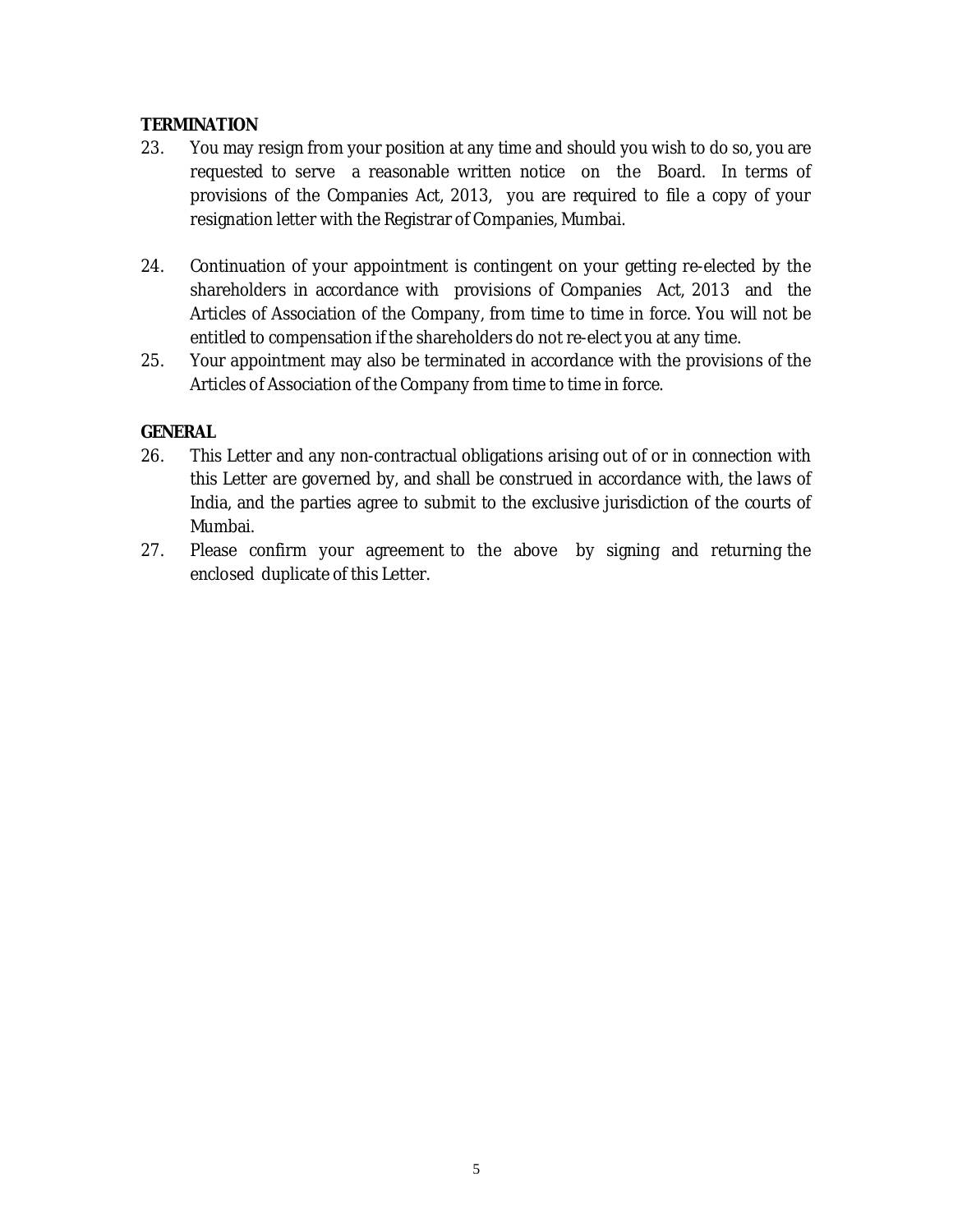**TERMINATION**

23. You may resign from your position at any time and should you wish to do so, you are requested to serve a reasonable written notice on the Board. In terms of provisions of the Companies Act, 2013, you are required to file a copy of your resignation letter with the Registrar of Companies, Mumbai.

24. Continuation of your appointment is contingent on your getting re-elected by the shareholders in accordance with provisions of Companies Act, 2013 and the Articles of Association of the Company, from time to time in force. You will not be entitled to compensation if the shareholders do not re-elect you at any time.

25. Your appointment may also be terminated in accordance with the provisions of the Articles of Association of the Company from time to time in force.

**GENERAL**

26. This Letter and any non-contractual obligations arising out of or in connection with this Letter are governed by, and shall be construed in accordance with, the laws of India, and the parties agree to submit to the exclusive jurisdiction of the courts of Mumbai.

27. Please confirm your agreement to the above by signing and returning the enclosed duplicate of this Letter.